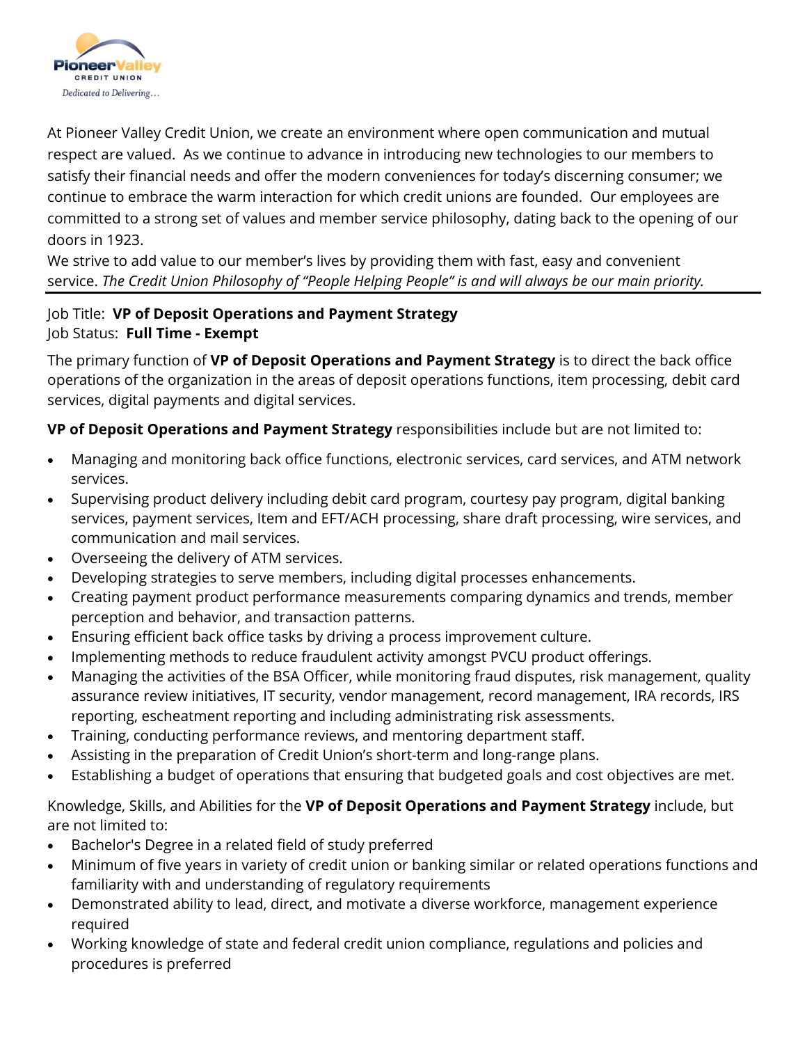At Pioneer Valley Credit Union, we create an environment where open communication and mutual respect are valued. As we continue to advance in introducing new technologies to our members to satisfy their financial needs and offer the modern conveniences for today's discerning consumer; we continue to embrace the warm interaction for which credit unions are founded. Our employees are committed to a strong set of values and member service philosophy, dating back to the opening of our doors in 1923.
We strive to add value to our member's lives by providing them with fast, easy and convenient service. *The Credit Union Philosophy of "People Helping People" is and will always be our main priority.*

---

Job Title: **VP of Deposit Operations and Payment Strategy**
Job Status: **Full Time - Exempt**

The primary function of **VP of Deposit Operations and Payment Strategy** is to direct the back office operations of the organization in the areas of deposit operations functions, item processing, debit card services, digital payments and digital services.

**VP of Deposit Operations and Payment Strategy** responsibilities include but are not limited to:

- Managing and monitoring back office functions, electronic services, card services, and ATM network services.
- Supervising product delivery including debit card program, courtesy pay program, digital banking services, payment services, Item and EFT/ACH processing, share draft processing, wire services, and communication and mail services.
- Overseeing the delivery of ATM services.
- Developing strategies to serve members, including digital processes enhancements.
- Creating payment product performance measurements comparing dynamics and trends, member perception and behavior, and transaction patterns.
- Ensuring efficient back office tasks by driving a process improvement culture.
- Implementing methods to reduce fraudulent activity amongst PVCU product offerings.
- Managing the activities of the BSA Officer, while monitoring fraud disputes, risk management, quality assurance review initiatives, IT security, vendor management, record management, IRA records, IRS reporting, escheatment reporting and including administrating risk assessments.
- Training, conducting performance reviews, and mentoring department staff.
- Assisting in the preparation of Credit Union's short-term and long-range plans.
- Establishing a budget of operations that ensuring that budgeted goals and cost objectives are met.

Knowledge, Skills, and Abilities for the **VP of Deposit Operations and Payment Strategy** include, but are not limited to:

- Bachelor's Degree in a related field of study preferred
- Minimum of five years in variety of credit union or banking similar or related operations functions and familiarity with and understanding of regulatory requirements
- Demonstrated ability to lead, direct, and motivate a diverse workforce, management experience required
- Working knowledge of state and federal credit union compliance, regulations and policies and procedures is preferred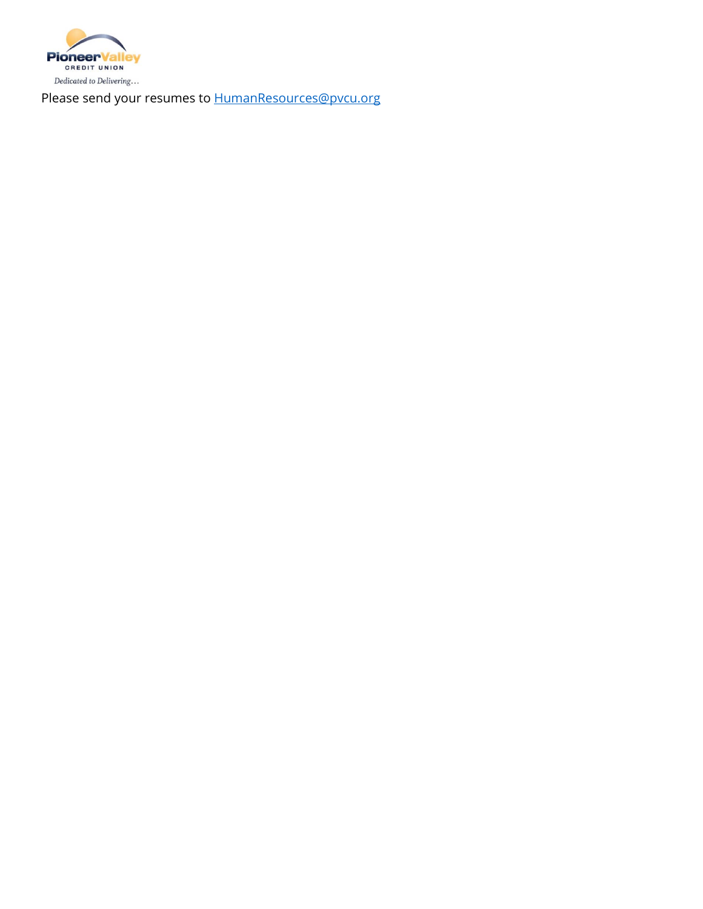Pioneer Valley CREDIT UNION

*Dedicated to Delivering…*

Please send your resumes to [HumanResources@pvcu.org](mailto:HumanResources@pvcu.org)